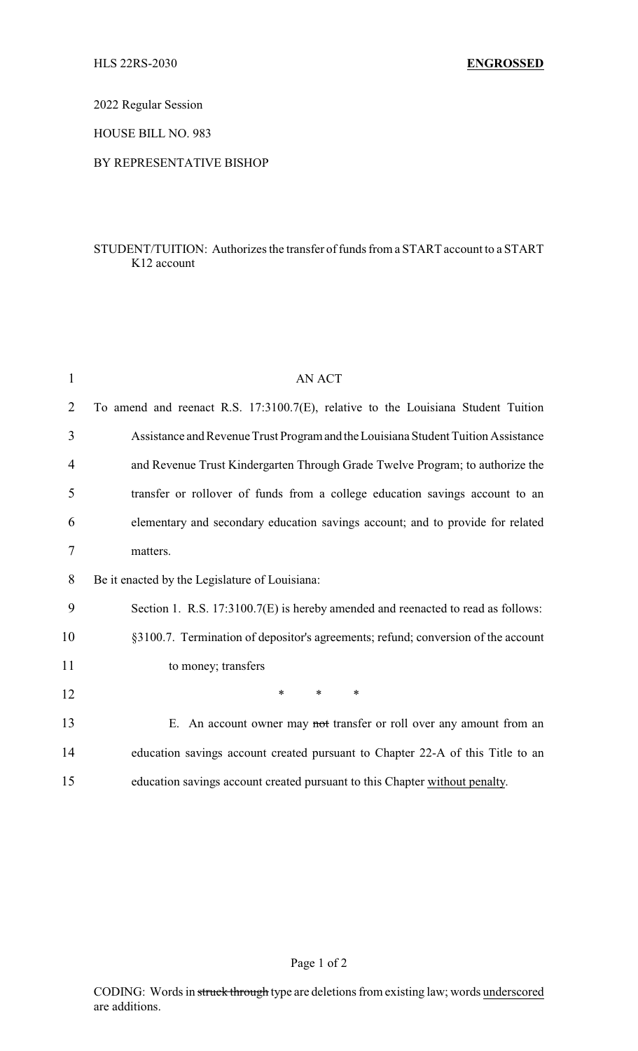HLS 22RS-2030 **ENGROSSED**

2022 Regular Session

HOUSE BILL NO. 983

BY REPRESENTATIVE BISHOP

STUDENT/TUITION: Authorizes the transfer of funds from a START account to a START K12 account

AN ACT

To amend and reenact R.S. 17:3100.7(E), relative to the Louisiana Student Tuition Assistance and Revenue Trust Program and the Louisiana Student Tuition Assistance and Revenue Trust Kindergarten Through Grade Twelve Program; to authorize the transfer or rollover of funds from a college education savings account to an elementary and secondary education savings account; and to provide for related matters.

Be it enacted by the Legislature of Louisiana:

Section 1. R.S. 17:3100.7(E) is hereby amended and reenacted to read as follows:

§3100.7. Termination of depositor's agreements; refund; conversion of the account to money; transfers

\* \* \*

E. An account owner may ~~not~~ transfer or roll over any amount from an education savings account created pursuant to Chapter 22-A of this Title to an education savings account created pursuant to this Chapter <u>without penalty</u>.

CODING: Words in ~~struck through~~ type are deletions from existing law; words <u>underscored</u> are additions.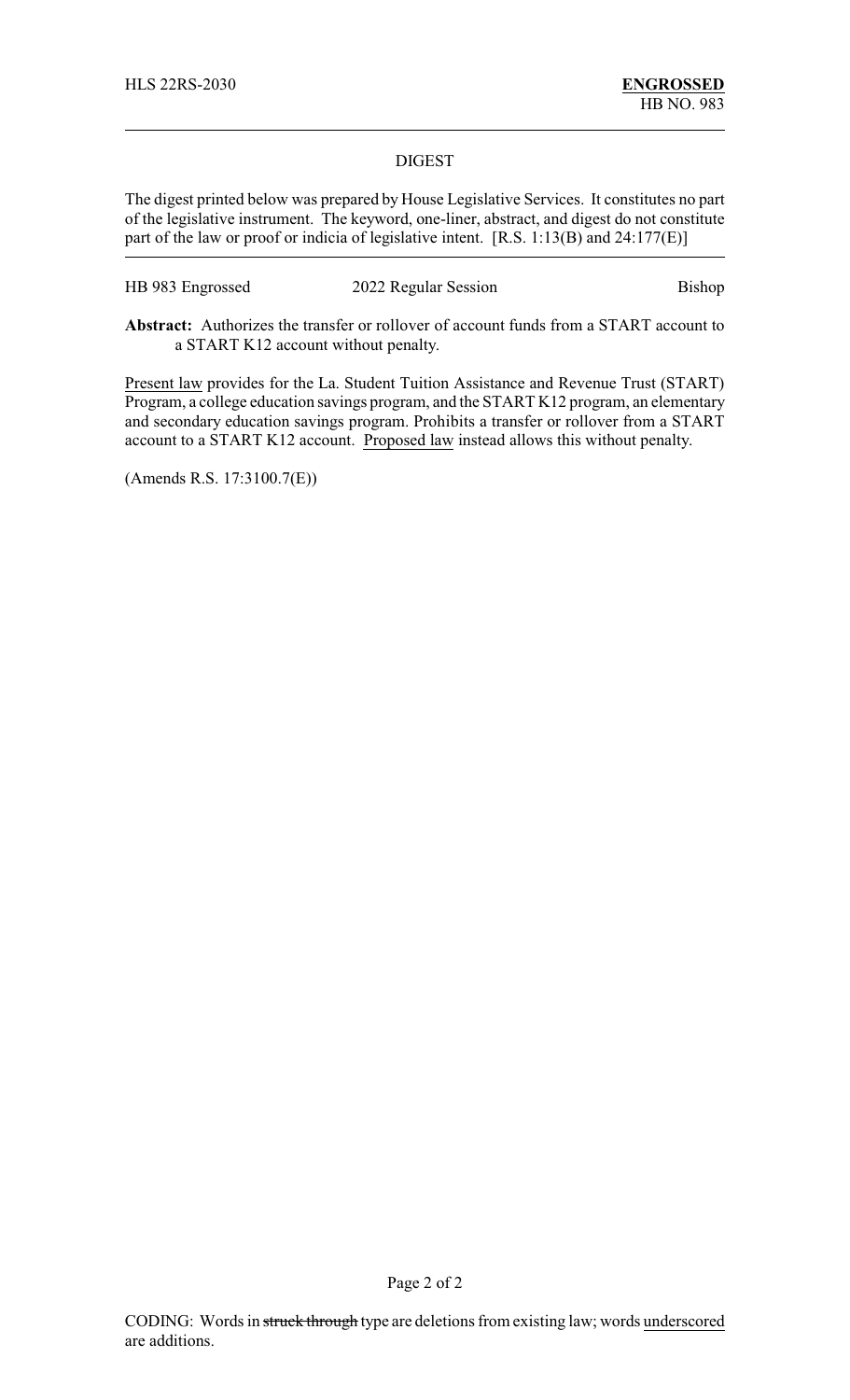HLS 22RS-2030 **ENGROSSED**
HB NO. 983

DIGEST

The digest printed below was prepared by House Legislative Services. It constitutes no part of the legislative instrument. The keyword, one-liner, abstract, and digest do not constitute part of the law or proof or indicia of legislative intent. [R.S. 1:13(B) and 24:177(E)]

HB 983 Engrossed 2022 Regular Session Bishop

**Abstract:** Authorizes the transfer or rollover of account funds from a START account to a START K12 account without penalty.

Present law provides for the La. Student Tuition Assistance and Revenue Trust (START) Program, a college education savings program, and the START K12 program, an elementary and secondary education savings program. Prohibits a transfer or rollover from a START account to a START K12 account. Proposed law instead allows this without penalty.

(Amends R.S. 17:3100.7(E))

CODING: Words in ~~struck through~~ type are deletions from existing law; words underscored are additions.